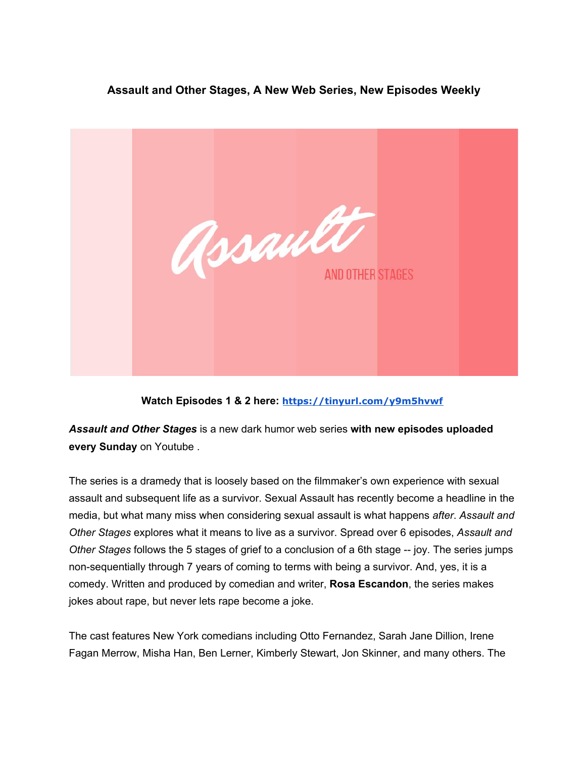**Assault and Other Stages, A New Web Series, New Episodes Weekly**

**Watch Episodes 1 & 2 here: [https://tinyurl.com/y9m5hvwf](https://tinyurl.com/y9m5hvwf)**

***Assault and Other Stages*** is a new dark humor web series **with new episodes uploaded every Sunday** on Youtube .

The series is a dramedy that is loosely based on the filmmaker's own experience with sexual assault and subsequent life as a survivor. Sexual Assault has recently become a headline in the media, but what many miss when considering sexual assault is what happens *after*. *Assault and Other Stages* explores what it means to live as a survivor. Spread over 6 episodes, *Assault and Other Stages* follows the 5 stages of grief to a conclusion of a 6th stage -- joy. The series jumps non-sequentially through 7 years of coming to terms with being a survivor. And, yes, it is a comedy. Written and produced by comedian and writer, **Rosa Escandon**, the series makes jokes about rape, but never lets rape become a joke.

The cast features New York comedians including Otto Fernandez, Sarah Jane Dillion, Irene Fagan Merrow, Misha Han, Ben Lerner, Kimberly Stewart, Jon Skinner, and many others. The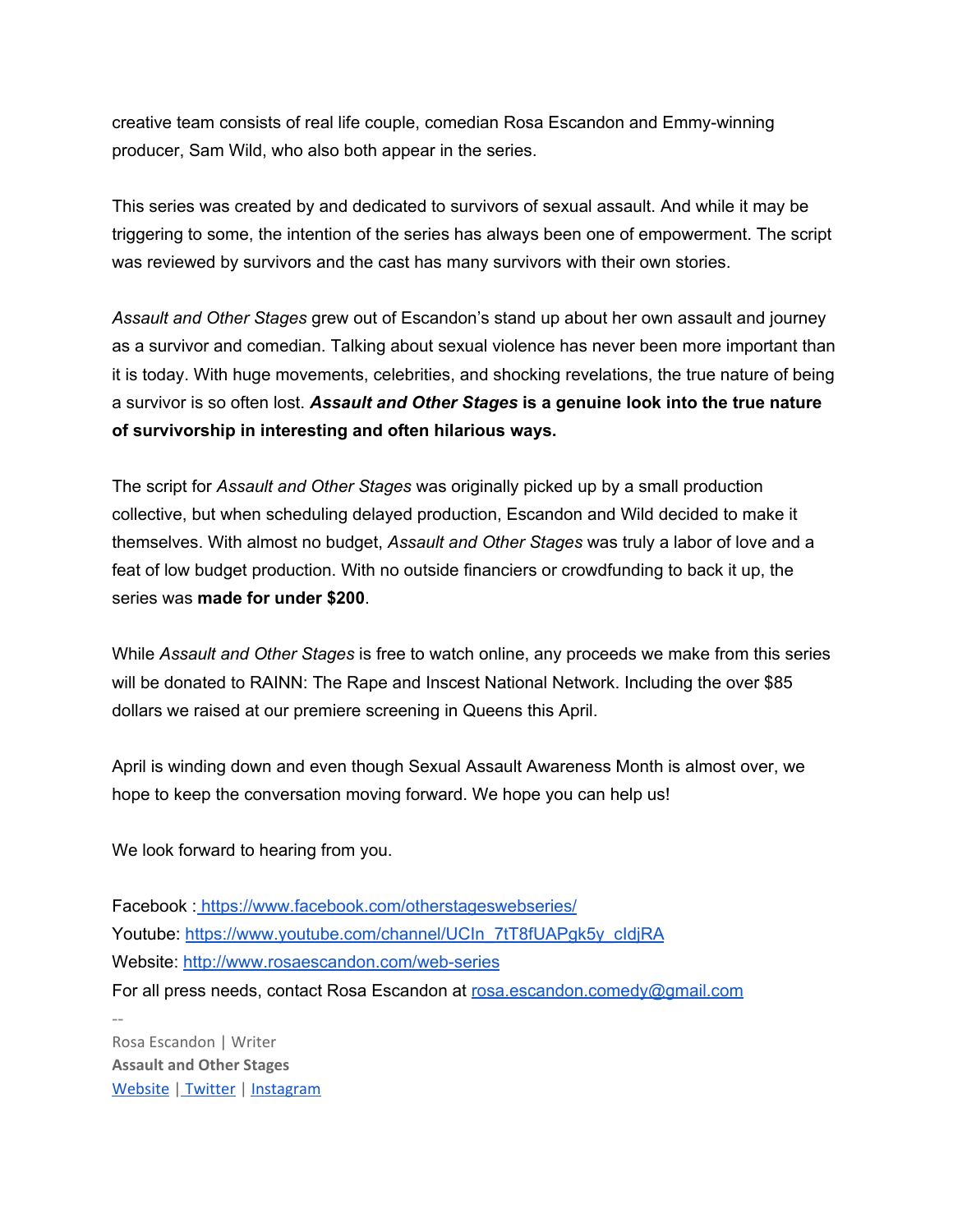creative team consists of real life couple, comedian Rosa Escandon and Emmy-winning producer, Sam Wild, who also both appear in the series.

This series was created by and dedicated to survivors of sexual assault. And while it may be triggering to some, the intention of the series has always been one of empowerment. The script was reviewed by survivors and the cast has many survivors with their own stories.

*Assault and Other Stages* grew out of Escandon's stand up about her own assault and journey as a survivor and comedian. Talking about sexual violence has never been more important than it is today. With huge movements, celebrities, and shocking revelations, the true nature of being a survivor is so often lost. ***Assault and Other Stages* is a genuine look into the true nature of survivorship in interesting and often hilarious ways.**

The script for *Assault and Other Stages* was originally picked up by a small production collective, but when scheduling delayed production, Escandon and Wild decided to make it themselves. With almost no budget, *Assault and Other Stages* was truly a labor of love and a feat of low budget production. With no outside financiers or crowdfunding to back it up, the series was **made for under $200**.

While *Assault and Other Stages* is free to watch online, any proceeds we make from this series will be donated to RAINN: The Rape and Inscest National Network. Including the over $85 dollars we raised at our premiere screening in Queens this April.

April is winding down and even though Sexual Assault Awareness Month is almost over, we hope to keep the conversation moving forward. We hope you can help us!

We look forward to hearing from you.

Facebook : https://www.facebook.com/otherstageswebseries/
Youtube: https://www.youtube.com/channel/UCIn_7tT8fUAPgk5y_cIdjRA
Website: http://www.rosaescandon.com/web-series
For all press needs, contact Rosa Escandon at rosa.escandon.comedy@gmail.com

--
Rosa Escandon | Writer
**Assault and Other Stages**
Website | Twitter | Instagram